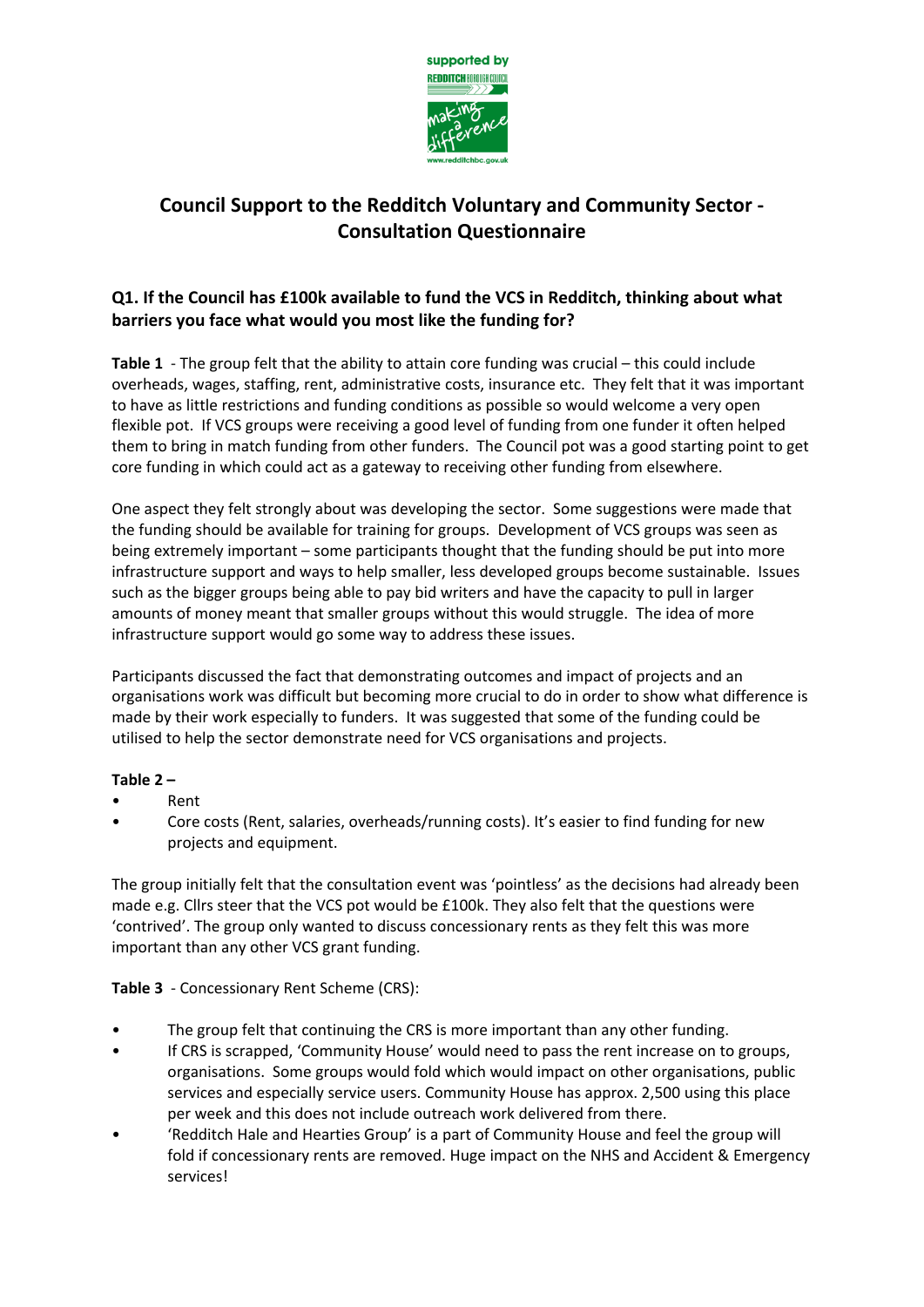# Council Support to the Redditch Voluntary and Community Sector - Consultation Questionnaire

### Q1. If the Council has £100k available to fund the VCS in Redditch, thinking about what barriers you face what would you most like the funding for?

**Table 1** - The group felt that the ability to attain core funding was crucial – this could include overheads, wages, staffing, rent, administrative costs, insurance etc. They felt that it was important to have as little restrictions and funding conditions as possible so would welcome a very open flexible pot. If VCS groups were receiving a good level of funding from one funder it often helped them to bring in match funding from other funders. The Council pot was a good starting point to get core funding in which could act as a gateway to receiving other funding from elsewhere.

One aspect they felt strongly about was developing the sector. Some suggestions were made that the funding should be available for training for groups. Development of VCS groups was seen as being extremely important – some participants thought that the funding should be put into more infrastructure support and ways to help smaller, less developed groups become sustainable. Issues such as the bigger groups being able to pay bid writers and have the capacity to pull in larger amounts of money meant that smaller groups without this would struggle. The idea of more infrastructure support would go some way to address these issues.

Participants discussed the fact that demonstrating outcomes and impact of projects and an organisations work was difficult but becoming more crucial to do in order to show what difference is made by their work especially to funders. It was suggested that some of the funding could be utilised to help the sector demonstrate need for VCS organisations and projects.

**Table 2 –**

- Rent
- Core costs (Rent, salaries, overheads/running costs). It's easier to find funding for new projects and equipment.

The group initially felt that the consultation event was 'pointless' as the decisions had already been made e.g. Cllrs steer that the VCS pot would be £100k. They also felt that the questions were 'contrived'. The group only wanted to discuss concessionary rents as they felt this was more important than any other VCS grant funding.

**Table 3** - Concessionary Rent Scheme (CRS):

- The group felt that continuing the CRS is more important than any other funding.
- If CRS is scrapped, 'Community House' would need to pass the rent increase on to groups, organisations. Some groups would fold which would impact on other organisations, public services and especially service users. Community House has approx. 2,500 using this place per week and this does not include outreach work delivered from there.
- 'Redditch Hale and Hearties Group' is a part of Community House and feel the group will fold if concessionary rents are removed. Huge impact on the NHS and Accident & Emergency services!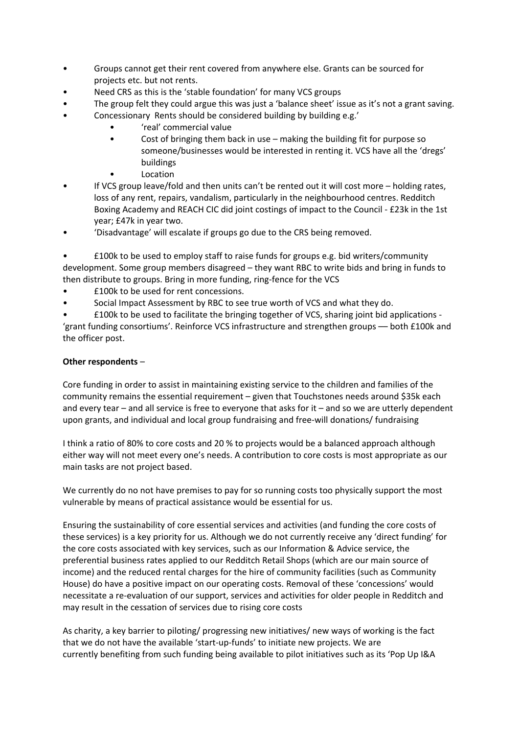- Groups cannot get their rent covered from anywhere else. Grants can be sourced for projects etc. but not rents.
- Need CRS as this is the 'stable foundation' for many VCS groups
- The group felt they could argue this was just a 'balance sheet' issue as it's not a grant saving.
- Concessionary Rents should be considered building by building e.g.'
    - 'real' commercial value
    - Cost of bringing them back in use – making the building fit for purpose so someone/businesses would be interested in renting it. VCS have all the 'dregs' buildings
    - Location
- If VCS group leave/fold and then units can't be rented out it will cost more – holding rates, loss of any rent, repairs, vandalism, particularly in the neighbourhood centres. Redditch Boxing Academy and REACH CIC did joint costings of impact to the Council - £23k in the 1st year; £47k in year two.
- 'Disadvantage' will escalate if groups go due to the CRS being removed.

- £100k to be used to employ staff to raise funds for groups e.g. bid writers/community development. Some group members disagreed – they want RBC to write bids and bring in funds to then distribute to groups. Bring in more funding, ring-fence for the VCS
- £100k to be used for rent concessions.
- Social Impact Assessment by RBC to see true worth of VCS and what they do.
- £100k to be used to facilitate the bringing together of VCS, sharing joint bid applications - 'grant funding consortiums'. Reinforce VCS infrastructure and strengthen groups — both £100k and the officer post.

**Other respondents** –

Core funding in order to assist in maintaining existing service to the children and families of the community remains the essential requirement – given that Touchstones needs around $35k each and every tear – and all service is free to everyone that asks for it – and so we are utterly dependent upon grants, and individual and local group fundraising and free-will donations/ fundraising

I think a ratio of 80% to core costs and 20 % to projects would be a balanced approach although either way will not meet every one's needs. A contribution to core costs is most appropriate as our main tasks are not project based.

We currently do no not have premises to pay for so running costs too physically support the most vulnerable by means of practical assistance would be essential for us.

Ensuring the sustainability of core essential services and activities (and funding the core costs of these services) is a key priority for us. Although we do not currently receive any 'direct funding' for the core costs associated with key services, such as our Information & Advice service, the preferential business rates applied to our Redditch Retail Shops (which are our main source of income) and the reduced rental charges for the hire of community facilities (such as Community House) do have a positive impact on our operating costs. Removal of these 'concessions' would necessitate a re-evaluation of our support, services and activities for older people in Redditch and may result in the cessation of services due to rising core costs

As charity, a key barrier to piloting/ progressing new initiatives/ new ways of working is the fact that we do not have the available 'start-up-funds' to initiate new projects. We are currently benefiting from such funding being available to pilot initiatives such as its 'Pop Up I&A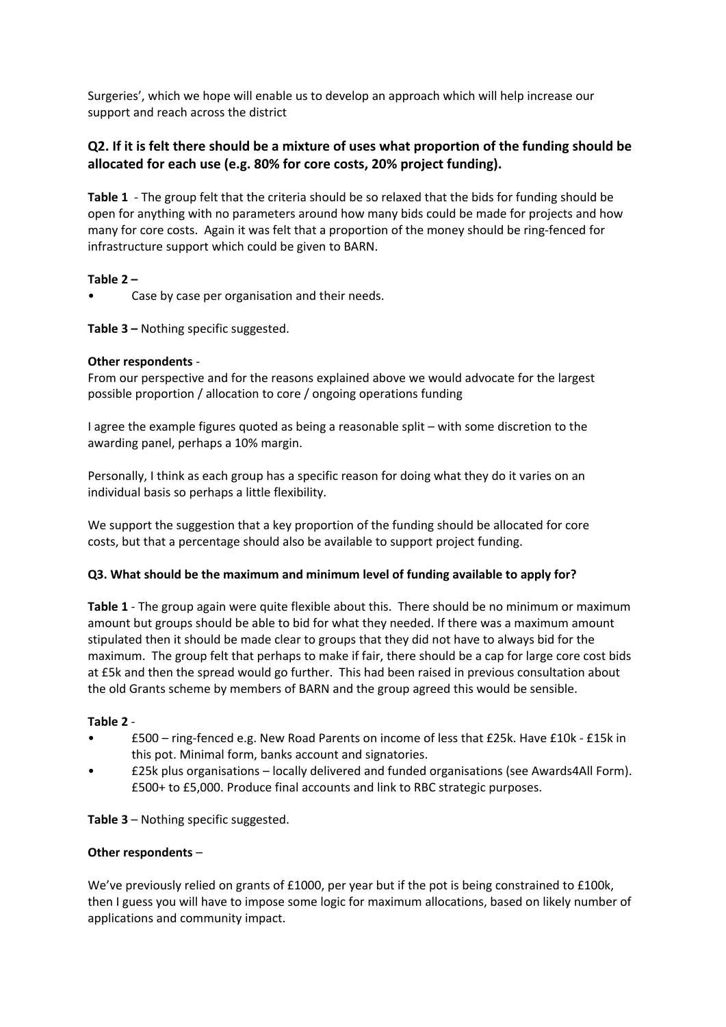Surgeries', which we hope will enable us to develop an approach which will help increase our support and reach across the district

### Q2. If it is felt there should be a mixture of uses what proportion of the funding should be allocated for each use (e.g. 80% for core costs, 20% project funding).

**Table 1** - The group felt that the criteria should be so relaxed that the bids for funding should be open for anything with no parameters around how many bids could be made for projects and how many for core costs. Again it was felt that a proportion of the money should be ring-fenced for infrastructure support which could be given to BARN.

**Table 2 –**

- Case by case per organisation and their needs.

**Table 3 –** Nothing specific suggested.

**Other respondents** -

From our perspective and for the reasons explained above we would advocate for the largest possible proportion / allocation to core / ongoing operations funding

I agree the example figures quoted as being a reasonable split – with some discretion to the awarding panel, perhaps a 10% margin.

Personally, I think as each group has a specific reason for doing what they do it varies on an individual basis so perhaps a little flexibility.

We support the suggestion that a key proportion of the funding should be allocated for core costs, but that a percentage should also be available to support project funding.

### Q3. What should be the maximum and minimum level of funding available to apply for?

**Table 1** - The group again were quite flexible about this. There should be no minimum or maximum amount but groups should be able to bid for what they needed. If there was a maximum amount stipulated then it should be made clear to groups that they did not have to always bid for the maximum. The group felt that perhaps to make if fair, there should be a cap for large core cost bids at £5k and then the spread would go further. This had been raised in previous consultation about the old Grants scheme by members of BARN and the group agreed this would be sensible.

**Table 2** -

- £500 – ring-fenced e.g. New Road Parents on income of less that £25k. Have £10k - £15k in this pot. Minimal form, banks account and signatories.
- £25k plus organisations – locally delivered and funded organisations (see Awards4All Form). £500+ to £5,000. Produce final accounts and link to RBC strategic purposes.

**Table 3** – Nothing specific suggested.

**Other respondents** –

We've previously relied on grants of £1000, per year but if the pot is being constrained to £100k, then I guess you will have to impose some logic for maximum allocations, based on likely number of applications and community impact.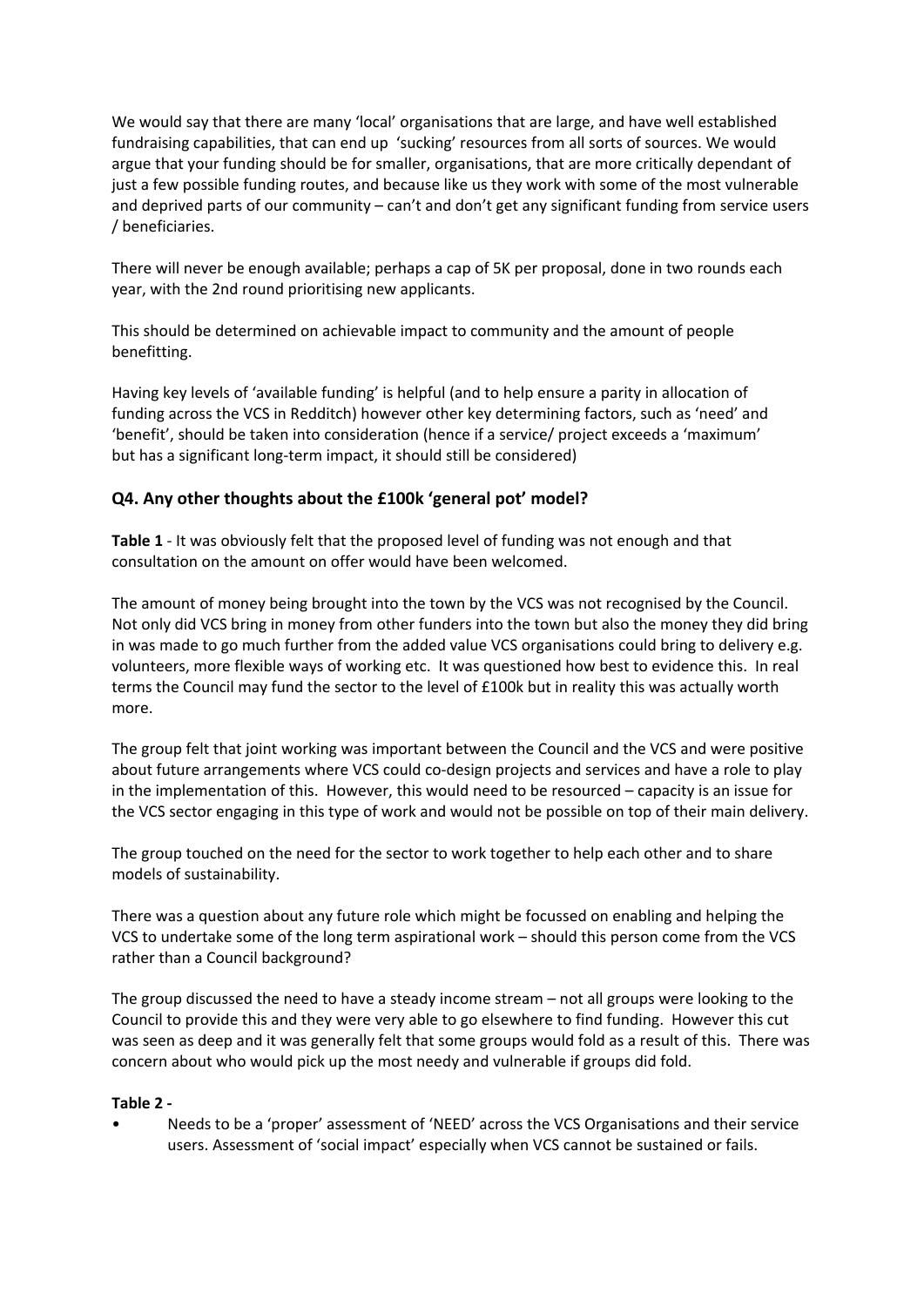We would say that there are many 'local' organisations that are large, and have well established fundraising capabilities, that can end up 'sucking' resources from all sorts of sources. We would argue that your funding should be for smaller, organisations, that are more critically dependant of just a few possible funding routes, and because like us they work with some of the most vulnerable and deprived parts of our community – can't and don't get any significant funding from service users / beneficiaries.

There will never be enough available; perhaps a cap of 5K per proposal, done in two rounds each year, with the 2nd round prioritising new applicants.

This should be determined on achievable impact to community and the amount of people benefitting.

Having key levels of 'available funding' is helpful (and to help ensure a parity in allocation of funding across the VCS in Redditch) however other key determining factors, such as 'need' and 'benefit', should be taken into consideration (hence if a service/ project exceeds a 'maximum' but has a significant long-term impact, it should still be considered)

### Q4. Any other thoughts about the £100k 'general pot' model?

**Table 1** - It was obviously felt that the proposed level of funding was not enough and that consultation on the amount on offer would have been welcomed.

The amount of money being brought into the town by the VCS was not recognised by the Council. Not only did VCS bring in money from other funders into the town but also the money they did bring in was made to go much further from the added value VCS organisations could bring to delivery e.g. volunteers, more flexible ways of working etc. It was questioned how best to evidence this. In real terms the Council may fund the sector to the level of £100k but in reality this was actually worth more.

The group felt that joint working was important between the Council and the VCS and were positive about future arrangements where VCS could co-design projects and services and have a role to play in the implementation of this. However, this would need to be resourced – capacity is an issue for the VCS sector engaging in this type of work and would not be possible on top of their main delivery.

The group touched on the need for the sector to work together to help each other and to share models of sustainability.

There was a question about any future role which might be focussed on enabling and helping the VCS to undertake some of the long term aspirational work – should this person come from the VCS rather than a Council background?

The group discussed the need to have a steady income stream – not all groups were looking to the Council to provide this and they were very able to go elsewhere to find funding. However this cut was seen as deep and it was generally felt that some groups would fold as a result of this. There was concern about who would pick up the most needy and vulnerable if groups did fold.

**Table 2 -**

- Needs to be a 'proper' assessment of 'NEED' across the VCS Organisations and their service users. Assessment of 'social impact' especially when VCS cannot be sustained or fails.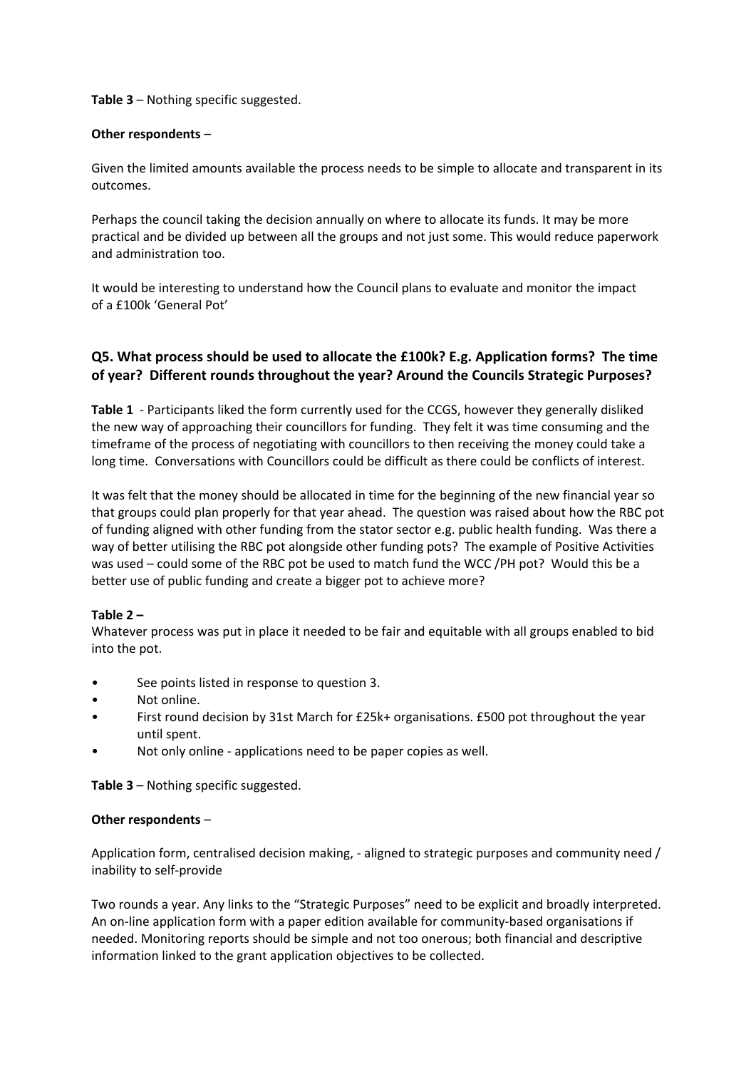**Table 3** – Nothing specific suggested.

**Other respondents** –

Given the limited amounts available the process needs to be simple to allocate and transparent in its outcomes.

Perhaps the council taking the decision annually on where to allocate its funds. It may be more practical and be divided up between all the groups and not just some. This would reduce paperwork and administration too.

It would be interesting to understand how the Council plans to evaluate and monitor the impact of a £100k 'General Pot'

### Q5. What process should be used to allocate the £100k? E.g. Application forms? The time of year? Different rounds throughout the year? Around the Councils Strategic Purposes?

**Table 1** - Participants liked the form currently used for the CCGS, however they generally disliked the new way of approaching their councillors for funding. They felt it was time consuming and the timeframe of the process of negotiating with councillors to then receiving the money could take a long time. Conversations with Councillors could be difficult as there could be conflicts of interest.

It was felt that the money should be allocated in time for the beginning of the new financial year so that groups could plan properly for that year ahead. The question was raised about how the RBC pot of funding aligned with other funding from the stator sector e.g. public health funding. Was there a way of better utilising the RBC pot alongside other funding pots? The example of Positive Activities was used – could some of the RBC pot be used to match fund the WCC /PH pot? Would this be a better use of public funding and create a bigger pot to achieve more?

**Table 2 –**
Whatever process was put in place it needed to be fair and equitable with all groups enabled to bid into the pot.

- See points listed in response to question 3.
- Not online.
- First round decision by 31st March for £25k+ organisations. £500 pot throughout the year until spent.
- Not only online - applications need to be paper copies as well.

**Table 3** – Nothing specific suggested.

**Other respondents** –

Application form, centralised decision making, - aligned to strategic purposes and community need / inability to self-provide

Two rounds a year. Any links to the "Strategic Purposes" need to be explicit and broadly interpreted. An on-line application form with a paper edition available for community-based organisations if needed. Monitoring reports should be simple and not too onerous; both financial and descriptive information linked to the grant application objectives to be collected.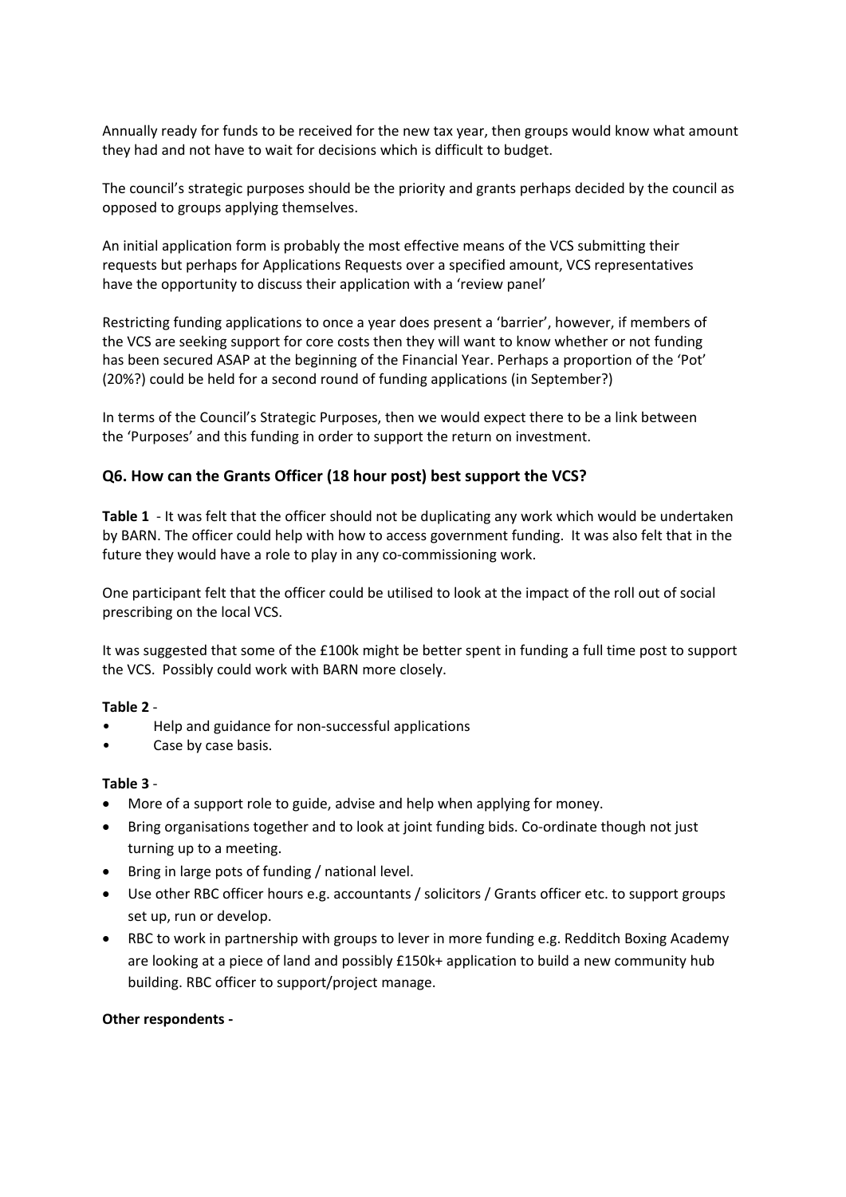Annually ready for funds to be received for the new tax year, then groups would know what amount they had and not have to wait for decisions which is difficult to budget.

The council's strategic purposes should be the priority and grants perhaps decided by the council as opposed to groups applying themselves.

An initial application form is probably the most effective means of the VCS submitting their requests but perhaps for Applications Requests over a specified amount, VCS representatives have the opportunity to discuss their application with a 'review panel'

Restricting funding applications to once a year does present a 'barrier', however, if members of the VCS are seeking support for core costs then they will want to know whether or not funding has been secured ASAP at the beginning of the Financial Year. Perhaps a proportion of the 'Pot' (20%?) could be held for a second round of funding applications (in September?)

In terms of the Council's Strategic Purposes, then we would expect there to be a link between the 'Purposes' and this funding in order to support the return on investment.

### Q6. How can the Grants Officer (18 hour post) best support the VCS?

**Table 1** - It was felt that the officer should not be duplicating any work which would be undertaken by BARN. The officer could help with how to access government funding. It was also felt that in the future they would have a role to play in any co-commissioning work.

One participant felt that the officer could be utilised to look at the impact of the roll out of social prescribing on the local VCS.

It was suggested that some of the £100k might be better spent in funding a full time post to support the VCS. Possibly could work with BARN more closely.

**Table 2** -

- Help and guidance for non-successful applications
- Case by case basis.

**Table 3** -

- More of a support role to guide, advise and help when applying for money.
- Bring organisations together and to look at joint funding bids. Co-ordinate though not just turning up to a meeting.
- Bring in large pots of funding / national level.
- Use other RBC officer hours e.g. accountants / solicitors / Grants officer etc. to support groups set up, run or develop.
- RBC to work in partnership with groups to lever in more funding e.g. Redditch Boxing Academy are looking at a piece of land and possibly £150k+ application to build a new community hub building. RBC officer to support/project manage.

**Other respondents -**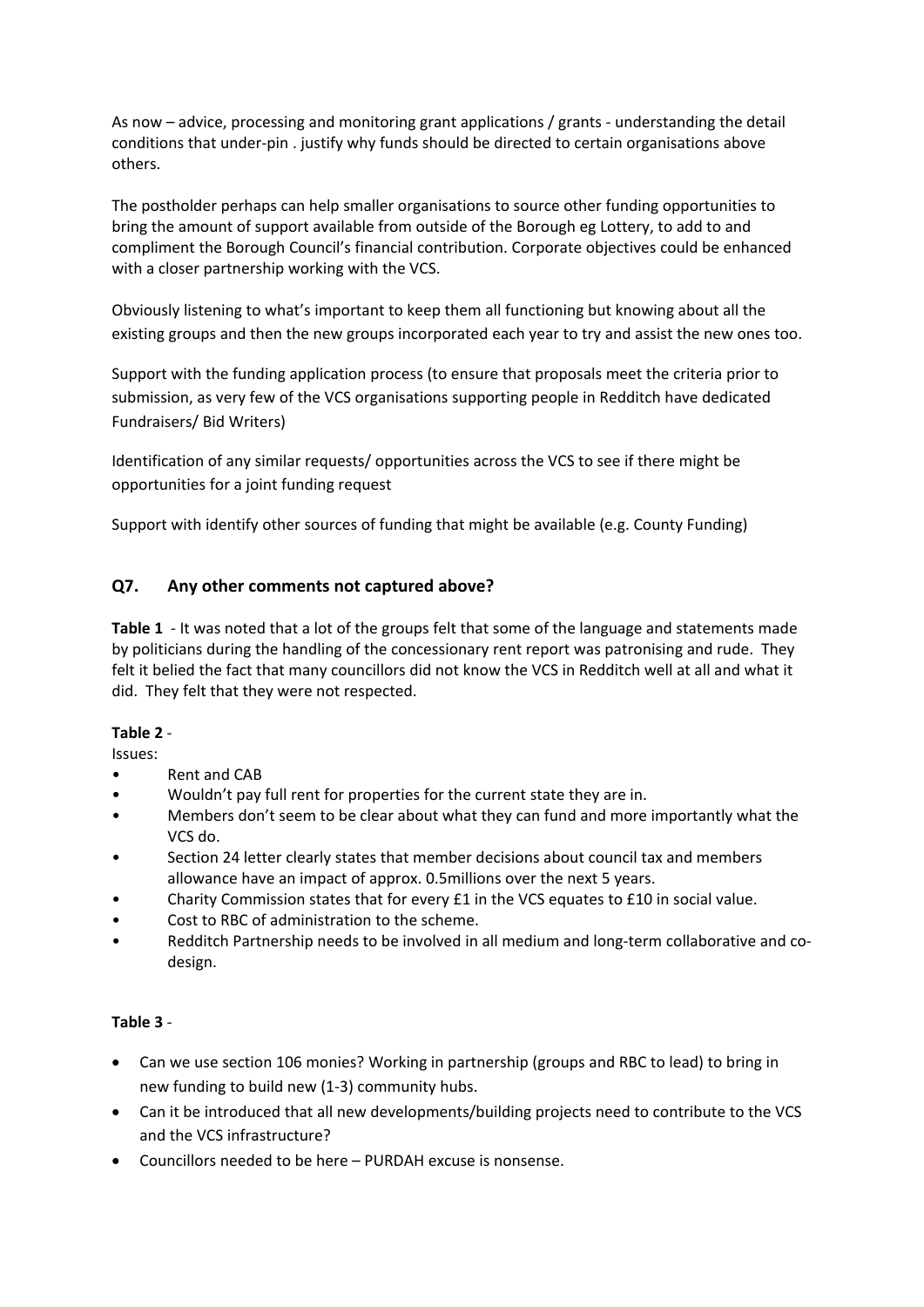As now – advice, processing and monitoring grant applications / grants - understanding the detail conditions that under-pin . justify why funds should be directed to certain organisations above others.

The postholder perhaps can help smaller organisations to source other funding opportunities to bring the amount of support available from outside of the Borough eg Lottery, to add to and compliment the Borough Council's financial contribution. Corporate objectives could be enhanced with a closer partnership working with the VCS.

Obviously listening to what's important to keep them all functioning but knowing about all the existing groups and then the new groups incorporated each year to try and assist the new ones too.

Support with the funding application process (to ensure that proposals meet the criteria prior to submission, as very few of the VCS organisations supporting people in Redditch have dedicated Fundraisers/ Bid Writers)

Identification of any similar requests/ opportunities across the VCS to see if there might be opportunities for a joint funding request

Support with identify other sources of funding that might be available (e.g. County Funding)

## Q7. Any other comments not captured above?

**Table 1** - It was noted that a lot of the groups felt that some of the language and statements made by politicians during the handling of the concessionary rent report was patronising and rude. They felt it belied the fact that many councillors did not know the VCS in Redditch well at all and what it did. They felt that they were not respected.

**Table 2** -

Issues:

- Rent and CAB
- Wouldn't pay full rent for properties for the current state they are in.
- Members don't seem to be clear about what they can fund and more importantly what the VCS do.
- Section 24 letter clearly states that member decisions about council tax and members allowance have an impact of approx. 0.5millions over the next 5 years.
- Charity Commission states that for every £1 in the VCS equates to £10 in social value.
- Cost to RBC of administration to the scheme.
- Redditch Partnership needs to be involved in all medium and long-term collaborative and co-design.

**Table 3** -

- Can we use section 106 monies? Working in partnership (groups and RBC to lead) to bring in new funding to build new (1-3) community hubs.
- Can it be introduced that all new developments/building projects need to contribute to the VCS and the VCS infrastructure?
- Councillors needed to be here – PURDAH excuse is nonsense.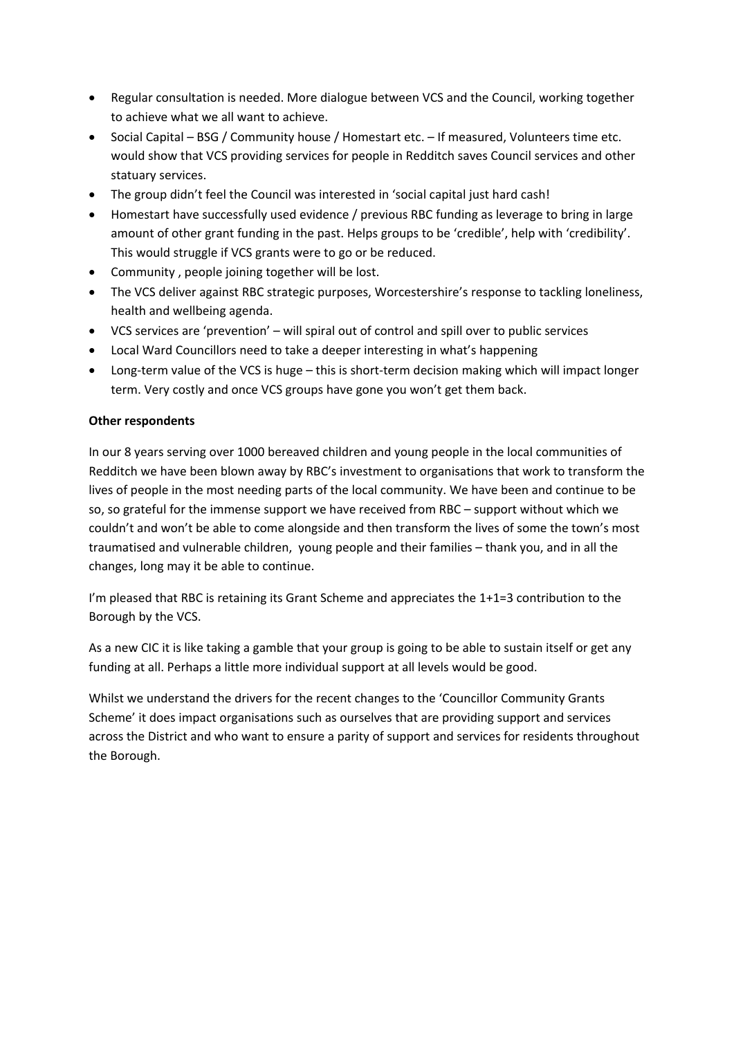- Regular consultation is needed. More dialogue between VCS and the Council, working together to achieve what we all want to achieve.
- Social Capital – BSG / Community house / Homestart etc. – If measured, Volunteers time etc. would show that VCS providing services for people in Redditch saves Council services and other statuary services.
- The group didn't feel the Council was interested in 'social capital just hard cash!
- Homestart have successfully used evidence / previous RBC funding as leverage to bring in large amount of other grant funding in the past. Helps groups to be 'credible', help with 'credibility'. This would struggle if VCS grants were to go or be reduced.
- Community , people joining together will be lost.
- The VCS deliver against RBC strategic purposes, Worcestershire's response to tackling loneliness, health and wellbeing agenda.
- VCS services are 'prevention' – will spiral out of control and spill over to public services
- Local Ward Councillors need to take a deeper interesting in what's happening
- Long-term value of the VCS is huge – this is short-term decision making which will impact longer term. Very costly and once VCS groups have gone you won't get them back.

**Other respondents**

In our 8 years serving over 1000 bereaved children and young people in the local communities of Redditch we have been blown away by RBC's investment to organisations that work to transform the lives of people in the most needing parts of the local community. We have been and continue to be so, so grateful for the immense support we have received from RBC – support without which we couldn't and won't be able to come alongside and then transform the lives of some the town's most traumatised and vulnerable children, young people and their families – thank you, and in all the changes, long may it be able to continue.

I'm pleased that RBC is retaining its Grant Scheme and appreciates the 1+1=3 contribution to the Borough by the VCS.

As a new CIC it is like taking a gamble that your group is going to be able to sustain itself or get any funding at all. Perhaps a little more individual support at all levels would be good.

Whilst we understand the drivers for the recent changes to the 'Councillor Community Grants Scheme' it does impact organisations such as ourselves that are providing support and services across the District and who want to ensure a parity of support and services for residents throughout the Borough.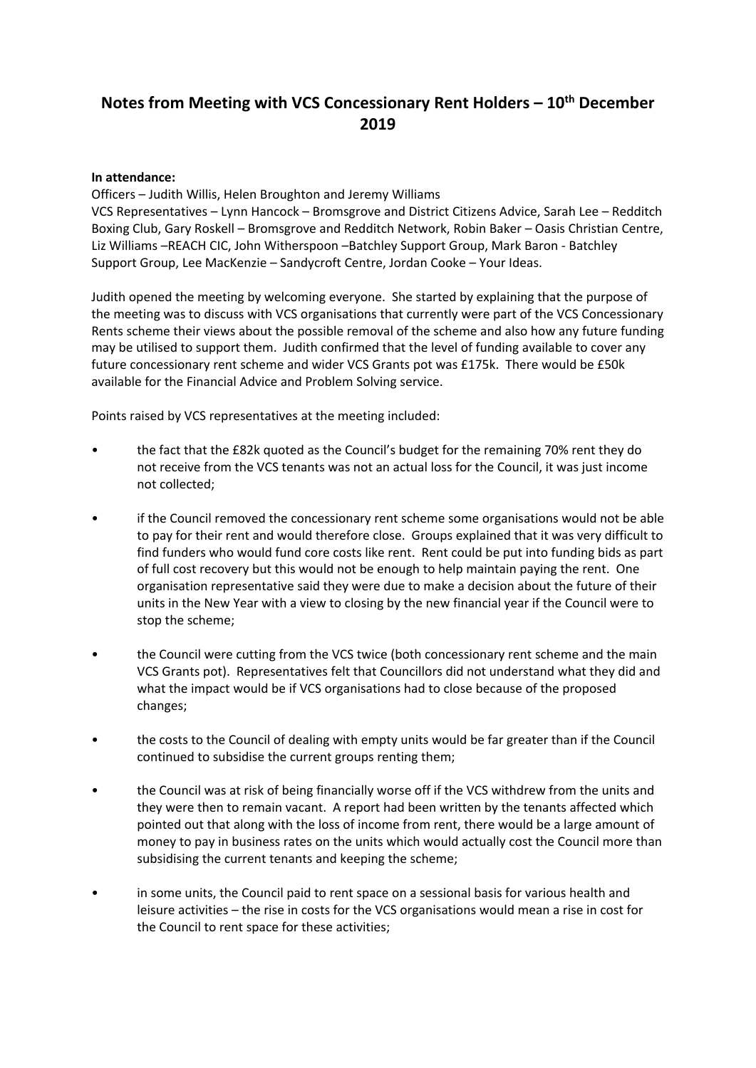# Notes from Meeting with VCS Concessionary Rent Holders – 10th December 2019

**In attendance:**

Officers – Judith Willis, Helen Broughton and Jeremy Williams

VCS Representatives – Lynn Hancock – Bromsgrove and District Citizens Advice, Sarah Lee – Redditch Boxing Club, Gary Roskell – Bromsgrove and Redditch Network, Robin Baker – Oasis Christian Centre, Liz Williams –REACH CIC, John Witherspoon –Batchley Support Group, Mark Baron - Batchley Support Group, Lee MacKenzie – Sandycroft Centre, Jordan Cooke – Your Ideas.

Judith opened the meeting by welcoming everyone. She started by explaining that the purpose of the meeting was to discuss with VCS organisations that currently were part of the VCS Concessionary Rents scheme their views about the possible removal of the scheme and also how any future funding may be utilised to support them. Judith confirmed that the level of funding available to cover any future concessionary rent scheme and wider VCS Grants pot was £175k. There would be £50k available for the Financial Advice and Problem Solving service.

Points raised by VCS representatives at the meeting included:

- the fact that the £82k quoted as the Council's budget for the remaining 70% rent they do not receive from the VCS tenants was not an actual loss for the Council, it was just income not collected;
- if the Council removed the concessionary rent scheme some organisations would not be able to pay for their rent and would therefore close. Groups explained that it was very difficult to find funders who would fund core costs like rent. Rent could be put into funding bids as part of full cost recovery but this would not be enough to help maintain paying the rent. One organisation representative said they were due to make a decision about the future of their units in the New Year with a view to closing by the new financial year if the Council were to stop the scheme;
- the Council were cutting from the VCS twice (both concessionary rent scheme and the main VCS Grants pot). Representatives felt that Councillors did not understand what they did and what the impact would be if VCS organisations had to close because of the proposed changes;
- the costs to the Council of dealing with empty units would be far greater than if the Council continued to subsidise the current groups renting them;
- the Council was at risk of being financially worse off if the VCS withdrew from the units and they were then to remain vacant. A report had been written by the tenants affected which pointed out that along with the loss of income from rent, there would be a large amount of money to pay in business rates on the units which would actually cost the Council more than subsidising the current tenants and keeping the scheme;
- in some units, the Council paid to rent space on a sessional basis for various health and leisure activities – the rise in costs for the VCS organisations would mean a rise in cost for the Council to rent space for these activities;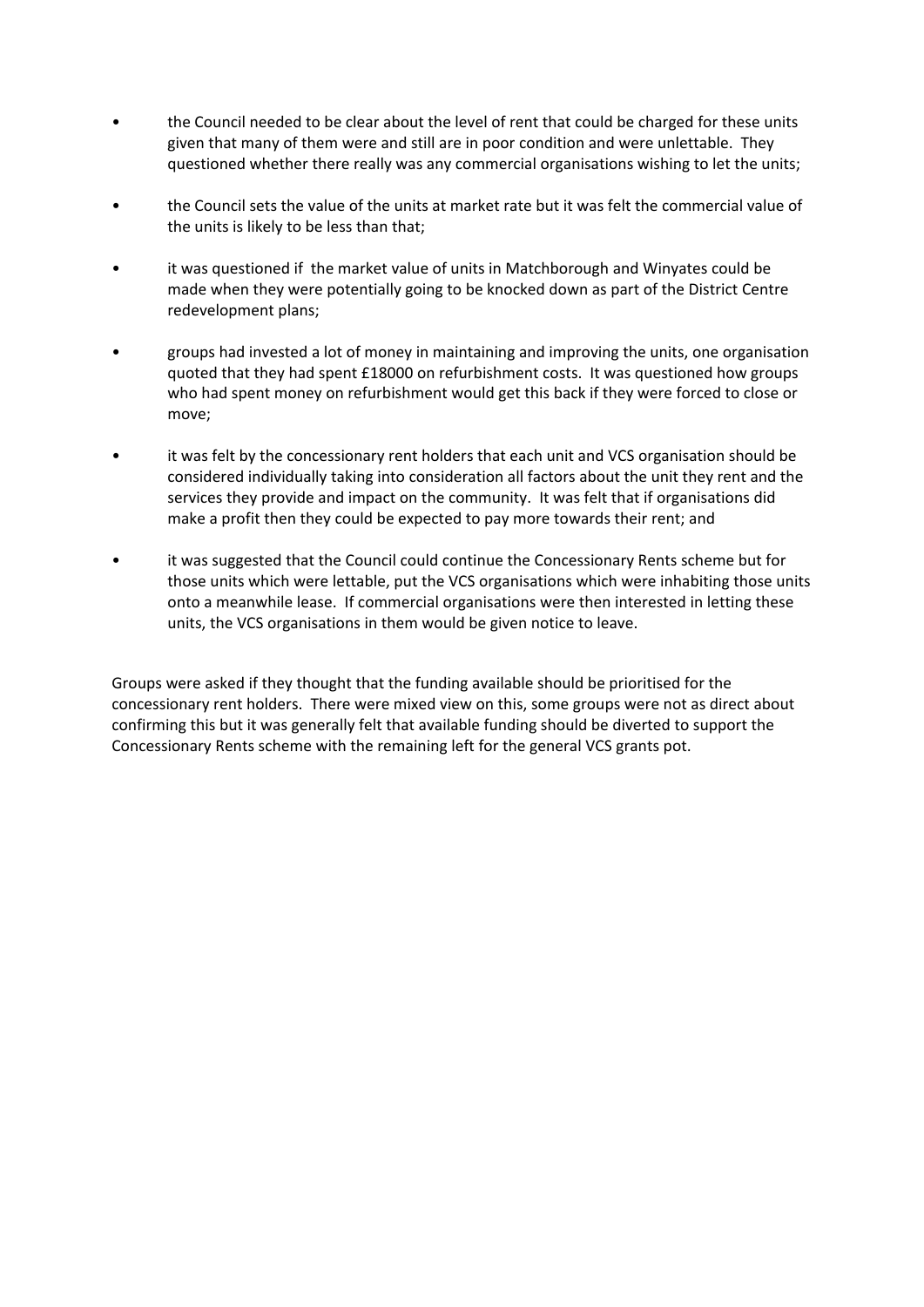- the Council needed to be clear about the level of rent that could be charged for these units given that many of them were and still are in poor condition and were unlettable. They questioned whether there really was any commercial organisations wishing to let the units;

- the Council sets the value of the units at market rate but it was felt the commercial value of the units is likely to be less than that;

- it was questioned if the market value of units in Matchborough and Winyates could be made when they were potentially going to be knocked down as part of the District Centre redevelopment plans;

- groups had invested a lot of money in maintaining and improving the units, one organisation quoted that they had spent £18000 on refurbishment costs. It was questioned how groups who had spent money on refurbishment would get this back if they were forced to close or move;

- it was felt by the concessionary rent holders that each unit and VCS organisation should be considered individually taking into consideration all factors about the unit they rent and the services they provide and impact on the community. It was felt that if organisations did make a profit then they could be expected to pay more towards their rent; and

- it was suggested that the Council could continue the Concessionary Rents scheme but for those units which were lettable, put the VCS organisations which were inhabiting those units onto a meanwhile lease. If commercial organisations were then interested in letting these units, the VCS organisations in them would be given notice to leave.

Groups were asked if they thought that the funding available should be prioritised for the concessionary rent holders. There were mixed view on this, some groups were not as direct about confirming this but it was generally felt that available funding should be diverted to support the Concessionary Rents scheme with the remaining left for the general VCS grants pot.